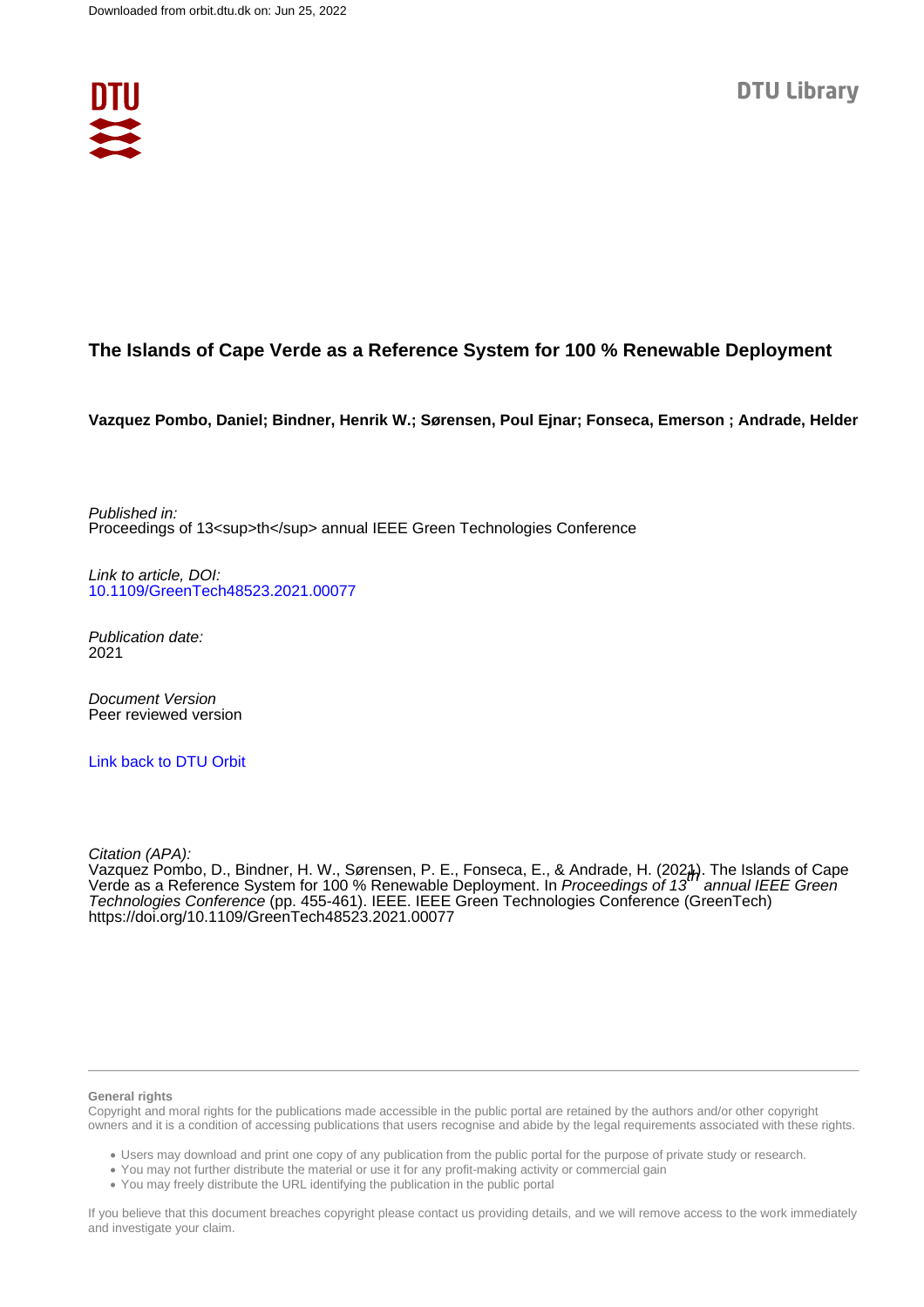Downloaded from orbit.dtu.dk on: Jun 25, 2022

DTU Library

# The Islands of Cape Verde as a Reference System for 100 % Renewable Deployment

**Vazquez Pombo, Daniel; Bindner, Henrik W.; Sørensen, Poul Ejnar; Fonseca, Emerson ; Andrade, Helder**

*Published in:*
Proceedings of 13<sup>th</sup> annual IEEE Green Technologies Conference

*Link to article, DOI:*
10.1109/GreenTech48523.2021.00077

*Publication date:*
2021

*Document Version*
Peer reviewed version

Link back to DTU Orbit

*Citation (APA):*
Vazquez Pombo, D., Bindner, H. W., Sørensen, P. E., Fonseca, E., & Andrade, H. (2021). The Islands of Cape Verde as a Reference System for 100 % Renewable Deployment. In *Proceedings of 13th annual IEEE Green Technologies Conference* (pp. 455-461). IEEE. IEEE Green Technologies Conference (GreenTech) https://doi.org/10.1109/GreenTech48523.2021.00077

**General rights**

Copyright and moral rights for the publications made accessible in the public portal are retained by the authors and/or other copyright owners and it is a condition of accessing publications that users recognise and abide by the legal requirements associated with these rights.

- Users may download and print one copy of any publication from the public portal for the purpose of private study or research.
- You may not further distribute the material or use it for any profit-making activity or commercial gain
- You may freely distribute the URL identifying the publication in the public portal

If you believe that this document breaches copyright please contact us providing details, and we will remove access to the work immediately and investigate your claim.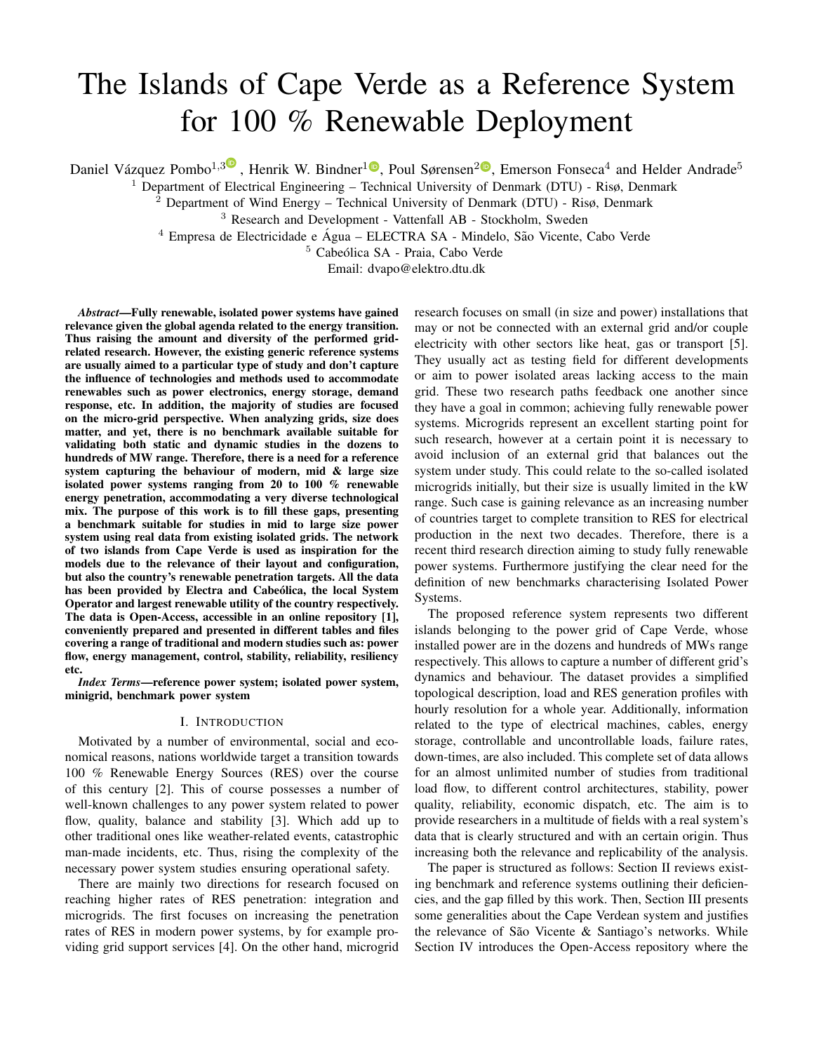# The Islands of Cape Verde as a Reference System for 100 % Renewable Deployment

Daniel Vázquez Pombo[1,3], Henrik W. Bindner[1], Poul Sørensen[2], Emerson Fonseca[4] and Helder Andrade[5]

[1] Department of Electrical Engineering – Technical University of Denmark (DTU) - Risø, Denmark

[2] Department of Wind Energy – Technical University of Denmark (DTU) - Risø, Denmark

[3] Research and Development - Vattenfall AB - Stockholm, Sweden

[4] Empresa de Electricidade e Água – ELECTRA SA - Mindelo, São Vicente, Cabo Verde

[5] Cabeólica SA - Praia, Cabo Verde

Email: dvapo@elektro.dtu.dk

***Abstract*—Fully renewable, isolated power systems have gained relevance given the global agenda related to the energy transition. Thus raising the amount and diversity of the performed grid-related research. However, the existing generic reference systems are usually aimed to a particular type of study and don't capture the influence of technologies and methods used to accommodate renewables such as power electronics, energy storage, demand response, etc. In addition, the majority of studies are focused on the micro-grid perspective. When analyzing grids, size does matter, and yet, there is no benchmark available suitable for validating both static and dynamic studies in the dozens to hundreds of MW range. Therefore, there is a need for a reference system capturing the behaviour of modern, mid & large size isolated power systems ranging from 20 to 100 % renewable energy penetration, accommodating a very diverse technological mix. The purpose of this work is to fill these gaps, presenting a benchmark suitable for studies in mid to large size power system using real data from existing isolated grids. The network of two islands from Cape Verde is used as inspiration for the models due to the relevance of their layout and configuration, but also the country's renewable penetration targets. All the data has been provided by Electra and Cabeólica, the local System Operator and largest renewable utility of the country respectively. The data is Open-Access, accessible in an online repository [1], conveniently prepared and presented in different tables and files covering a range of traditional and modern studies such as: power flow, energy management, control, stability, reliability, resiliency etc.**

***Index Terms*—reference power system; isolated power system, minigrid, benchmark power system**

## I. Introduction

Motivated by a number of environmental, social and economical reasons, nations worldwide target a transition towards 100 % Renewable Energy Sources (RES) over the course of this century [2]. This of course possesses a number of well-known challenges to any power system related to power flow, quality, balance and stability [3]. Which add up to other traditional ones like weather-related events, catastrophic man-made incidents, etc. Thus, rising the complexity of the necessary power system studies ensuring operational safety.

There are mainly two directions for research focused on reaching higher rates of RES penetration: integration and microgrids. The first focuses on increasing the penetration rates of RES in modern power systems, by for example providing grid support services [4]. On the other hand, microgrid research focuses on small (in size and power) installations that may or not be connected with an external grid and/or couple electricity with other sectors like heat, gas or transport [5]. They usually act as testing field for different developments or aim to power isolated areas lacking access to the main grid. These two research paths feedback one another since they have a goal in common; achieving fully renewable power systems. Microgrids represent an excellent starting point for such research, however at a certain point it is necessary to avoid inclusion of an external grid that balances out the system under study. This could relate to the so-called isolated microgrids initially, but their size is usually limited in the kW range. Such case is gaining relevance as an increasing number of countries target to complete transition to RES for electrical production in the next two decades. Therefore, there is a recent third research direction aiming to study fully renewable power systems. Furthermore justifying the clear need for the definition of new benchmarks characterising Isolated Power Systems.

The proposed reference system represents two different islands belonging to the power grid of Cape Verde, whose installed power are in the dozens and hundreds of MWs range respectively. This allows to capture a number of different grid's dynamics and behaviour. The dataset provides a simplified topological description, load and RES generation profiles with hourly resolution for a whole year. Additionally, information related to the type of electrical machines, cables, energy storage, controllable and uncontrollable loads, failure rates, down-times, are also included. This complete set of data allows for an almost unlimited number of studies from traditional load flow, to different control architectures, stability, power quality, reliability, economic dispatch, etc. The aim is to provide researchers in a multitude of fields with a real system's data that is clearly structured and with an certain origin. Thus increasing both the relevance and replicability of the analysis.

The paper is structured as follows: Section II reviews existing benchmark and reference systems outlining their deficiencies, and the gap filled by this work. Then, Section III presents some generalities about the Cape Verdean system and justifies the relevance of São Vicente & Santiago's networks. While Section IV introduces the Open-Access repository where the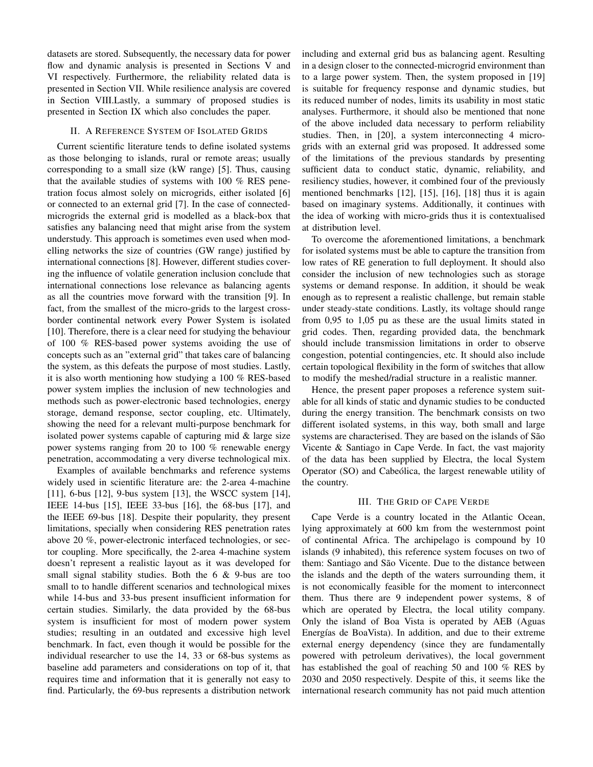datasets are stored. Subsequently, the necessary data for power flow and dynamic analysis is presented in Sections V and VI respectively. Furthermore, the reliability related data is presented in Section VII. While resilience analysis are covered in Section VIII.Lastly, a summary of proposed studies is presented in Section IX which also concludes the paper.

## II. A Reference System of Isolated Grids

Current scientific literature tends to define isolated systems as those belonging to islands, rural or remote areas; usually corresponding to a small size (kW range) [5]. Thus, causing that the available studies of systems with 100 % RES penetration focus almost solely on microgrids, either isolated [6] or connected to an external grid [7]. In the case of connected-microgrids the external grid is modelled as a black-box that satisfies any balancing need that might arise from the system understudy. This approach is sometimes even used when modelling networks the size of countries (GW range) justified by international connections [8]. However, different studies covering the influence of volatile generation inclusion conclude that international connections lose relevance as balancing agents as all the countries move forward with the transition [9]. In fact, from the smallest of the micro-grids to the largest cross-border continental network every Power System is isolated [10]. Therefore, there is a clear need for studying the behaviour of 100 % RES-based power systems avoiding the use of concepts such as an "external grid" that takes care of balancing the system, as this defeats the purpose of most studies. Lastly, it is also worth mentioning how studying a 100 % RES-based power system implies the inclusion of new technologies and methods such as power-electronic based technologies, energy storage, demand response, sector coupling, etc. Ultimately, showing the need for a relevant multi-purpose benchmark for isolated power systems capable of capturing mid & large size power systems ranging from 20 to 100 % renewable energy penetration, accommodating a very diverse technological mix.

Examples of available benchmarks and reference systems widely used in scientific literature are: the 2-area 4-machine [11], 6-bus [12], 9-bus system [13], the WSCC system [14], IEEE 14-bus [15], IEEE 33-bus [16], the 68-bus [17], and the IEEE 69-bus [18]. Despite their popularity, they present limitations, specially when considering RES penetration rates above 20 %, power-electronic interfaced technologies, or sector coupling. More specifically, the 2-area 4-machine system doesn't represent a realistic layout as it was developed for small signal stability studies. Both the 6 & 9-bus are too small to to handle different scenarios and technological mixes while 14-bus and 33-bus present insufficient information for certain studies. Similarly, the data provided by the 68-bus system is insufficient for most of modern power system studies; resulting in an outdated and excessive high level benchmark. In fact, even though it would be possible for the individual researcher to use the 14, 33 or 68-bus systems as baseline add parameters and considerations on top of it, that requires time and information that it is generally not easy to find. Particularly, the 69-bus represents a distribution network including and external grid bus as balancing agent. Resulting in a design closer to the connected-microgrid environment than to a large power system. Then, the system proposed in [19] is suitable for frequency response and dynamic studies, but its reduced number of nodes, limits its usability in most static analyses. Furthermore, it should also be mentioned that none of the above included data necessary to perform reliability studies. Then, in [20], a system interconnecting 4 micro-grids with an external grid was proposed. It addressed some of the limitations of the previous standards by presenting sufficient data to conduct static, dynamic, reliability, and resiliency studies, however, it combined four of the previously mentioned benchmarks [12], [15], [16], [18] thus it is again based on imaginary systems. Additionally, it continues with the idea of working with micro-grids thus it is contextualised at distribution level.

To overcome the aforementioned limitations, a benchmark for isolated systems must be able to capture the transition from low rates of RE generation to full deployment. It should also consider the inclusion of new technologies such as storage systems or demand response. In addition, it should be weak enough as to represent a realistic challenge, but remain stable under steady-state conditions. Lastly, its voltage should range from 0,95 to 1,05 pu as these are the usual limits stated in grid codes. Then, regarding provided data, the benchmark should include transmission limitations in order to observe congestion, potential contingencies, etc. It should also include certain topological flexibility in the form of switches that allow to modify the meshed/radial structure in a realistic manner.

Hence, the present paper proposes a reference system suitable for all kinds of static and dynamic studies to be conducted during the energy transition. The benchmark consists on two different isolated systems, in this way, both small and large systems are characterised. They are based on the islands of São Vicente & Santiago in Cape Verde. In fact, the vast majority of the data has been supplied by Electra, the local System Operator (SO) and Cabeólica, the largest renewable utility of the country.

## III. The Grid of Cape Verde

Cape Verde is a country located in the Atlantic Ocean, lying approximately at 600 km from the westernmost point of continental Africa. The archipelago is compound by 10 islands (9 inhabited), this reference system focuses on two of them: Santiago and São Vicente. Due to the distance between the islands and the depth of the waters surrounding them, it is not economically feasible for the moment to interconnect them. Thus there are 9 independent power systems, 8 of which are operated by Electra, the local utility company. Only the island of Boa Vista is operated by AEB (Aguas Energías de BoaVista). In addition, and due to their extreme external energy dependency (since they are fundamentally powered with petroleum derivatives), the local government has established the goal of reaching 50 and 100 % RES by 2030 and 2050 respectively. Despite of this, it seems like the international research community has not paid much attention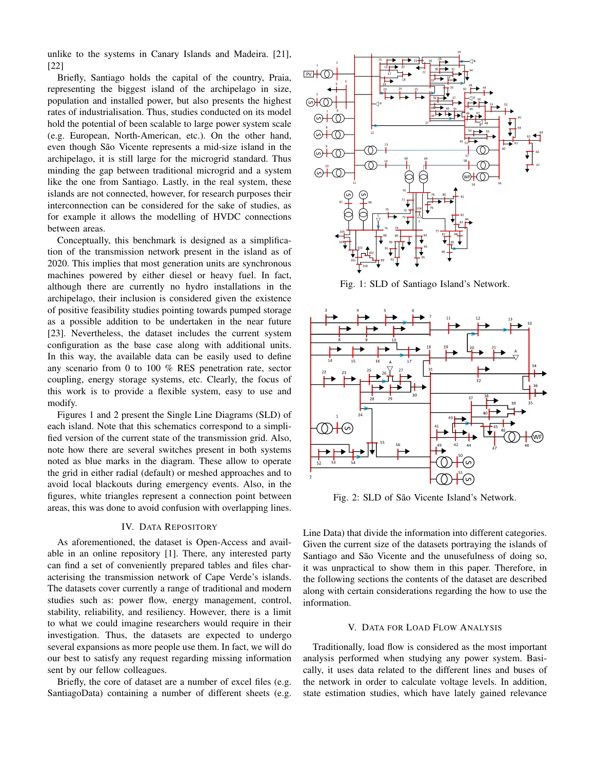unlike to the systems in Canary Islands and Madeira. [21], [22]

Briefly, Santiago holds the capital of the country, Praia, representing the biggest island of the archipelago in size, population and installed power, but also presents the highest rates of industrialisation. Thus, studies conducted on its model hold the potential of been scalable to large power system scale (e.g. European, North-American, etc.). On the other hand, even though São Vicente represents a mid-size island in the archipelago, it is still large for the microgrid standard. Thus minding the gap between traditional microgrid and a system like the one from Santiago. Lastly, in the real system, these islands are not connected, however, for research purposes their interconnection can be considered for the sake of studies, as for example it allows the modelling of HVDC connections between areas.

Conceptually, this benchmark is designed as a simplification of the transmission network present in the island as of 2020. This implies that most generation units are synchronous machines powered by either diesel or heavy fuel. In fact, although there are currently no hydro installations in the archipelago, their inclusion is considered given the existence of positive feasibility studies pointing towards pumped storage as a possible addition to be undertaken in the near future [23]. Nevertheless, the dataset includes the current system configuration as the base case along with additional units. In this way, the available data can be easily used to define any scenario from 0 to 100 % RES penetration rate, sector coupling, energy storage systems, etc. Clearly, the focus of this work is to provide a flexible system, easy to use and modify.

Figures 1 and 2 present the Single Line Diagrams (SLD) of each island. Note that this schematics correspond to a simplified version of the current state of the transmission grid. Also, note how there are several switches present in both systems noted as blue marks in the diagram. These allow to operate the grid in either radial (default) or meshed approaches and to avoid local blackouts during emergency events. Also, in the figures, white triangles represent a connection point between areas, this was done to avoid confusion with overlapping lines.

Fig. 1: SLD of Santiago Island's Network.

Fig. 2: SLD of São Vicente Island's Network.

## IV. Data Repository

As aforementioned, the dataset is Open-Access and available in an online repository [1]. There, any interested party can find a set of conveniently prepared tables and files characterising the transmission network of Cape Verde's islands. The datasets cover currently a range of traditional and modern studies such as: power flow, energy management, control, stability, reliability, and resiliency. However, there is a limit to what we could imagine researchers would require in their investigation. Thus, the datasets are expected to undergo several expansions as more people use them. In fact, we will do our best to satisfy any request regarding missing information sent by our fellow colleagues.

Briefly, the core of dataset are a number of excel files (e.g. SantiagoData) containing a number of different sheets (e.g. Line Data) that divide the information into different categories. Given the current size of the datasets portraying the islands of Santiago and São Vicente and the unusefulness of doing so, it was unpractical to show them in this paper. Therefore, in the following sections the contents of the dataset are described along with certain considerations regarding the how to use the information.

## V. Data for Load Flow Analysis

Traditionally, load flow is considered as the most important analysis performed when studying any power system. Basically, it uses data related to the different lines and buses of the network in order to calculate voltage levels. In addition, state estimation studies, which have lately gained relevance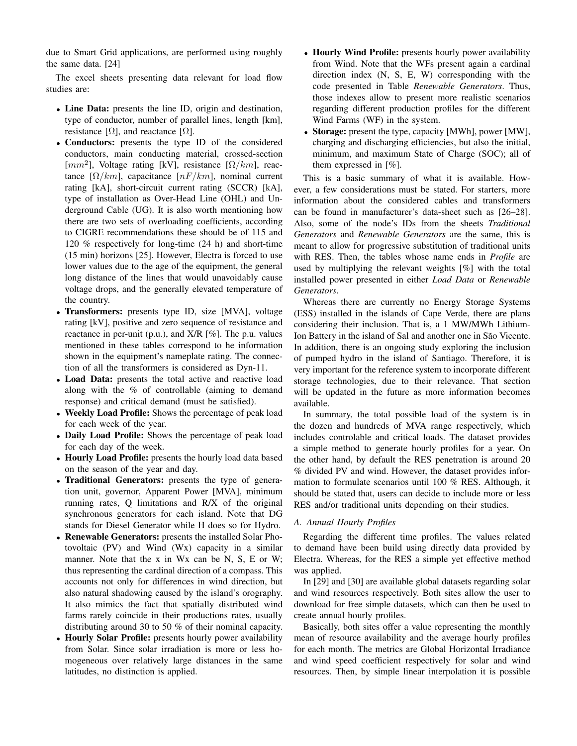due to Smart Grid applications, are performed using roughly the same data. [24]

The excel sheets presenting data relevant for load flow studies are:

- **Line Data:** presents the line ID, origin and destination, type of conductor, number of parallel lines, length [km], resistance [Ω], and reactance [Ω].
- **Conductors:** presents the type ID of the considered conductors, main conducting material, crossed-section [$mm^2$], Voltage rating [kV], resistance [$\Omega/km$], reactance [$\Omega/km$], capacitance [$nF/km$], nominal current rating [kA], short-circuit current rating (SCCR) [kA], type of installation as Over-Head Line (OHL) and Underground Cable (UG). It is also worth mentioning how there are two sets of overloading coefficients, according to CIGRE recommendations these should be of 115 and 120 % respectively for long-time (24 h) and short-time (15 min) horizons [25]. However, Electra is forced to use lower values due to the age of the equipment, the general long distance of the lines that would unavoidably cause voltage drops, and the generally elevated temperature of the country.
- **Transformers:** presents type ID, size [MVA], voltage rating [kV], positive and zero sequence of resistance and reactance in per-unit (p.u.), and X/R [%]. The p.u. values mentioned in these tables correspond to he information shown in the equipment's nameplate rating. The connection of all the transformers is considered as Dyn-11.
- **Load Data:** presents the total active and reactive load along with the % of controllable (aiming to demand response) and critical demand (must be satisfied).
- **Weekly Load Profile:** Shows the percentage of peak load for each week of the year.
- **Daily Load Profile:** Shows the percentage of peak load for each day of the week.
- **Hourly Load Profile:** presents the hourly load data based on the season of the year and day.
- **Traditional Generators:** presents the type of generation unit, governor, Apparent Power [MVA], minimum running rates, Q limitations and R/X of the original synchronous generators for each island. Note that DG stands for Diesel Generator while H does so for Hydro.
- **Renewable Generators:** presents the installed Solar Photovoltaic (PV) and Wind (Wx) capacity in a similar manner. Note that the x in Wx can be N, S, E or W; thus representing the cardinal direction of a compass. This accounts not only for differences in wind direction, but also natural shadowing caused by the island's orography. It also mimics the fact that spatially distributed wind farms rarely coincide in their productions rates, usually distributing around 30 to 50 % of their nominal capacity.
- **Hourly Solar Profile:** presents hourly power availability from Solar. Since solar irradiation is more or less homogeneous over relatively large distances in the same latitudes, no distinction is applied.
- **Hourly Wind Profile:** presents hourly power availability from Wind. Note that the WFs present again a cardinal direction index (N, S, E, W) corresponding with the code presented in Table *Renewable Generators*. Thus, those indexes allow to present more realistic scenarios regarding different production profiles for the different Wind Farms (WF) in the system.
- **Storage:** present the type, capacity [MWh], power [MW], charging and discharging efficiencies, but also the initial, minimum, and maximum State of Charge (SOC); all of them expressed in [%].

This is a basic summary of what it is available. However, a few considerations must be stated. For starters, more information about the considered cables and transformers can be found in manufacturer's data-sheet such as [26–28]. Also, some of the node's IDs from the sheets *Traditional Generators* and *Renewable Generators* are the same, this is meant to allow for progressive substitution of traditional units with RES. Then, the tables whose name ends in *Profile* are used by multiplying the relevant weights [%] with the total installed power presented in either *Load Data* or *Renewable Generators*.

Whereas there are currently no Energy Storage Systems (ESS) installed in the islands of Cape Verde, there are plans considering their inclusion. That is, a 1 MW/MWh Lithium-Ion Battery in the island of Sal and another one in São Vicente. In addition, there is an ongoing study exploring the inclusion of pumped hydro in the island of Santiago. Therefore, it is very important for the reference system to incorporate different storage technologies, due to their relevance. That section will be updated in the future as more information becomes available.

In summary, the total possible load of the system is in the dozen and hundreds of MVA range respectively, which includes controlable and critical loads. The dataset provides a simple method to generate hourly profiles for a year. On the other hand, by default the RES penetration is around 20 % divided PV and wind. However, the dataset provides information to formulate scenarios until 100 % RES. Although, it should be stated that, users can decide to include more or less RES and/or traditional units depending on their studies.

### A. Annual Hourly Profiles

Regarding the different time profiles. The values related to demand have been build using directly data provided by Electra. Whereas, for the RES a simple yet effective method was applied.

In [29] and [30] are available global datasets regarding solar and wind resources respectively. Both sites allow the user to download for free simple datasets, which can then be used to create annual hourly profiles.

Basically, both sites offer a value representing the monthly mean of resource availability and the average hourly profiles for each month. The metrics are Global Horizontal Irradiance and wind speed coefficient respectively for solar and wind resources. Then, by simple linear interpolation it is possible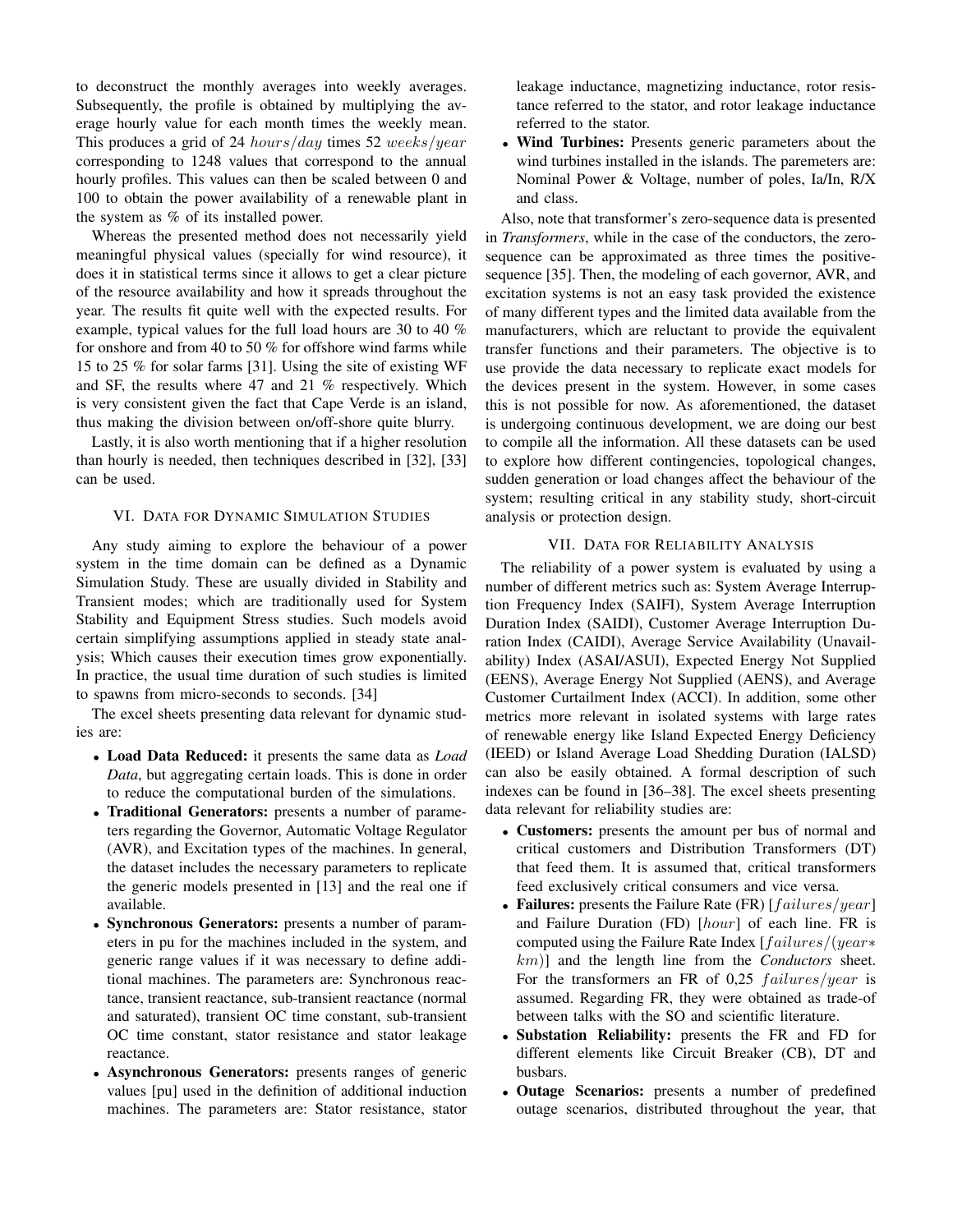to deconstruct the monthly averages into weekly averages. Subsequently, the profile is obtained by multiplying the average hourly value for each month times the weekly mean. This produces a grid of 24 $hours/day$ times 52 $weeks/year$ corresponding to 1248 values that correspond to the annual hourly profiles. This values can then be scaled between 0 and 100 to obtain the power availability of a renewable plant in the system as % of its installed power.

Whereas the presented method does not necessarily yield meaningful physical values (specially for wind resource), it does it in statistical terms since it allows to get a clear picture of the resource availability and how it spreads throughout the year. The results fit quite well with the expected results. For example, typical values for the full load hours are 30 to 40 % for onshore and from 40 to 50 % for offshore wind farms while 15 to 25 % for solar farms [31]. Using the site of existing WF and SF, the results where 47 and 21 % respectively. Which is very consistent given the fact that Cape Verde is an island, thus making the division between on/off-shore quite blurry.

Lastly, it is also worth mentioning that if a higher resolution than hourly is needed, then techniques described in [32], [33] can be used.

## VI. Data for Dynamic Simulation Studies

Any study aiming to explore the behaviour of a power system in the time domain can be defined as a Dynamic Simulation Study. These are usually divided in Stability and Transient modes; which are traditionally used for System Stability and Equipment Stress studies. Such models avoid certain simplifying assumptions applied in steady state analysis; Which causes their execution times grow exponentially. In practice, the usual time duration of such studies is limited to spawns from micro-seconds to seconds. [34]

The excel sheets presenting data relevant for dynamic studies are:

- **Load Data Reduced:** it presents the same data as *Load Data*, but aggregating certain loads. This is done in order to reduce the computational burden of the simulations.
- **Traditional Generators:** presents a number of parameters regarding the Governor, Automatic Voltage Regulator (AVR), and Excitation types of the machines. In general, the dataset includes the necessary parameters to replicate the generic models presented in [13] and the real one if available.
- **Synchronous Generators:** presents a number of parameters in pu for the machines included in the system, and generic range values if it was necessary to define additional machines. The parameters are: Synchronous reactance, transient reactance, sub-transient reactance (normal and saturated), transient OC time constant, sub-transient OC time constant, stator resistance and stator leakage reactance.
- **Asynchronous Generators:** presents ranges of generic values [pu] used in the definition of additional induction machines. The parameters are: Stator resistance, stator leakage inductance, magnetizing inductance, rotor resistance referred to the stator, and rotor leakage inductance referred to the stator.
- **Wind Turbines:** Presents generic parameters about the wind turbines installed in the islands. The paremeters are: Nominal Power & Voltage, number of poles, Ia/In, R/X and class.

Also, note that transformer's zero-sequence data is presented in *Transformers*, while in the case of the conductors, the zero-sequence can be approximated as three times the positive-sequence [35]. Then, the modeling of each governor, AVR, and excitation systems is not an easy task provided the existence of many different types and the limited data available from the manufacturers, which are reluctant to provide the equivalent transfer functions and their parameters. The objective is to use provide the data necessary to replicate exact models for the devices present in the system. However, in some cases this is not possible for now. As aforementioned, the dataset is undergoing continuous development, we are doing our best to compile all the information. All these datasets can be used to explore how different contingencies, topological changes, sudden generation or load changes affect the behaviour of the system; resulting critical in any stability study, short-circuit analysis or protection design.

## VII. Data for Reliability Analysis

The reliability of a power system is evaluated by using a number of different metrics such as: System Average Interruption Frequency Index (SAIFI), System Average Interruption Duration Index (SAIDI), Customer Average Interruption Duration Index (CAIDI), Average Service Availability (Unavailability) Index (ASAI/ASUI), Expected Energy Not Supplied (EENS), Average Energy Not Supplied (AENS), and Average Customer Curtailment Index (ACCI). In addition, some other metrics more relevant in isolated systems with large rates of renewable energy like Island Expected Energy Deficiency (IEED) or Island Average Load Shedding Duration (IALSD) can also be easily obtained. A formal description of such indexes can be found in [36–38]. The excel sheets presenting data relevant for reliability studies are:

- **Customers:** presents the amount per bus of normal and critical customers and Distribution Transformers (DT) that feed them. It is assumed that, critical transformers feed exclusively critical consumers and vice versa.
- **Failures:** presents the Failure Rate (FR) [$failures/year$] and Failure Duration (FD) [$hour$] of each line. FR is computed using the Failure Rate Index [$failures/(year* km)$] and the length line from the *Conductors* sheet. For the transformers an FR of 0,25 $failures/year$ is assumed. Regarding FR, they were obtained as trade-of between talks with the SO and scientific literature.
- **Substation Reliability:** presents the FR and FD for different elements like Circuit Breaker (CB), DT and busbars.
- **Outage Scenarios:** presents a number of predefined outage scenarios, distributed throughout the year, that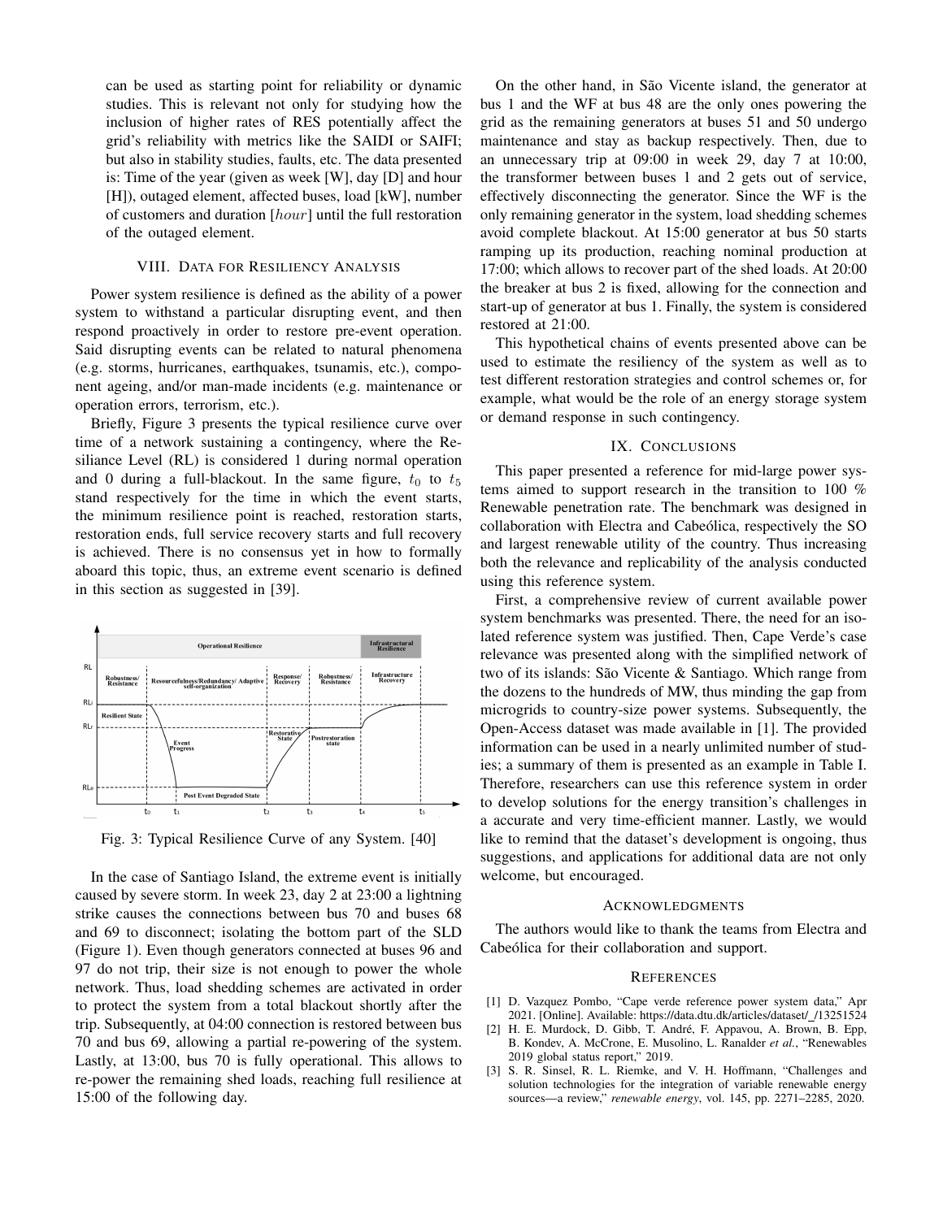can be used as starting point for reliability or dynamic studies. This is relevant not only for studying how the inclusion of higher rates of RES potentially affect the grid's reliability with metrics like the SAIDI or SAIFI; but also in stability studies, faults, etc. The data presented is: Time of the year (given as week [W], day [D] and hour [H]), outaged element, affected buses, load [kW], number of customers and duration [$hour$] until the full restoration of the outaged element.

## VIII. Data for Resiliency Analysis

Power system resilience is defined as the ability of a power system to withstand a particular disrupting event, and then respond proactively in order to restore pre-event operation. Said disrupting events can be related to natural phenomena (e.g. storms, hurricanes, earthquakes, tsunamis, etc.), component ageing, and/or man-made incidents (e.g. maintenance or operation errors, terrorism, etc.).

Briefly, Figure 3 presents the typical resilience curve over time of a network sustaining a contingency, where the Resiliance Level (RL) is considered 1 during normal operation and 0 during a full-blackout. In the same figure, $t_0$ to $t_5$ stand respectively for the time in which the event starts, the minimum resilience point is reached, restoration starts, restoration ends, full service recovery starts and full recovery is achieved. There is no consensus yet in how to formally aboard this topic, thus, an extreme event scenario is defined in this section as suggested in [39].

Fig. 3: Typical Resilience Curve of any System. [40]

In the case of Santiago Island, the extreme event is initially caused by severe storm. In week 23, day 2 at 23:00 a lightning strike causes the connections between bus 70 and buses 68 and 69 to disconnect; isolating the bottom part of the SLD (Figure 1). Even though generators connected at buses 96 and 97 do not trip, their size is not enough to power the whole network. Thus, load shedding schemes are activated in order to protect the system from a total blackout shortly after the trip. Subsequently, at 04:00 connection is restored between bus 70 and bus 69, allowing a partial re-powering of the system. Lastly, at 13:00, bus 70 is fully operational. This allows to re-power the remaining shed loads, reaching full resilience at 15:00 of the following day.

On the other hand, in São Vicente island, the generator at bus 1 and the WF at bus 48 are the only ones powering the grid as the remaining generators at buses 51 and 50 undergo maintenance and stay as backup respectively. Then, due to an unnecessary trip at 09:00 in week 29, day 7 at 10:00, the transformer between buses 1 and 2 gets out of service, effectively disconnecting the generator. Since the WF is the only remaining generator in the system, load shedding schemes avoid complete blackout. At 15:00 generator at bus 50 starts ramping up its production, reaching nominal production at 17:00; which allows to recover part of the shed loads. At 20:00 the breaker at bus 2 is fixed, allowing for the connection and start-up of generator at bus 1. Finally, the system is considered restored at 21:00.

This hypothetical chains of events presented above can be used to estimate the resiliency of the system as well as to test different restoration strategies and control schemes or, for example, what would be the role of an energy storage system or demand response in such contingency.

## IX. Conclusions

This paper presented a reference for mid-large power systems aimed to support research in the transition to 100 % Renewable penetration rate. The benchmark was designed in collaboration with Electra and Cabeólica, respectively the SO and largest renewable utility of the country. Thus increasing both the relevance and replicability of the analysis conducted using this reference system.

First, a comprehensive review of current available power system benchmarks was presented. There, the need for an isolated reference system was justified. Then, Cape Verde's case relevance was presented along with the simplified network of two of its islands: São Vicente & Santiago. Which range from the dozens to the hundreds of MW, thus minding the gap from microgrids to country-size power systems. Subsequently, the Open-Access dataset was made available in [1]. The provided information can be used in a nearly unlimited number of studies; a summary of them is presented as an example in Table I. Therefore, researchers can use this reference system in order to develop solutions for the energy transition's challenges in a accurate and very time-efficient manner. Lastly, we would like to remind that the dataset's development is ongoing, thus suggestions, and applications for additional data are not only welcome, but encouraged.

## Acknowledgments

The authors would like to thank the teams from Electra and Cabeólica for their collaboration and support.

## References

[1] D. Vazquez Pombo, "Cape verde reference power system data," Apr 2021. [Online]. Available: https://data.dtu.dk/articles/dataset/_/13251524

[2] H. E. Murdock, D. Gibb, T. André, F. Appavou, A. Brown, B. Epp, B. Kondev, A. McCrone, E. Musolino, L. Ranalder *et al.*, "Renewables 2019 global status report," 2019.

[3] S. R. Sinsel, R. L. Riemke, and V. H. Hoffmann, "Challenges and solution technologies for the integration of variable renewable energy sources—a review," *renewable energy*, vol. 145, pp. 2271–2285, 2020.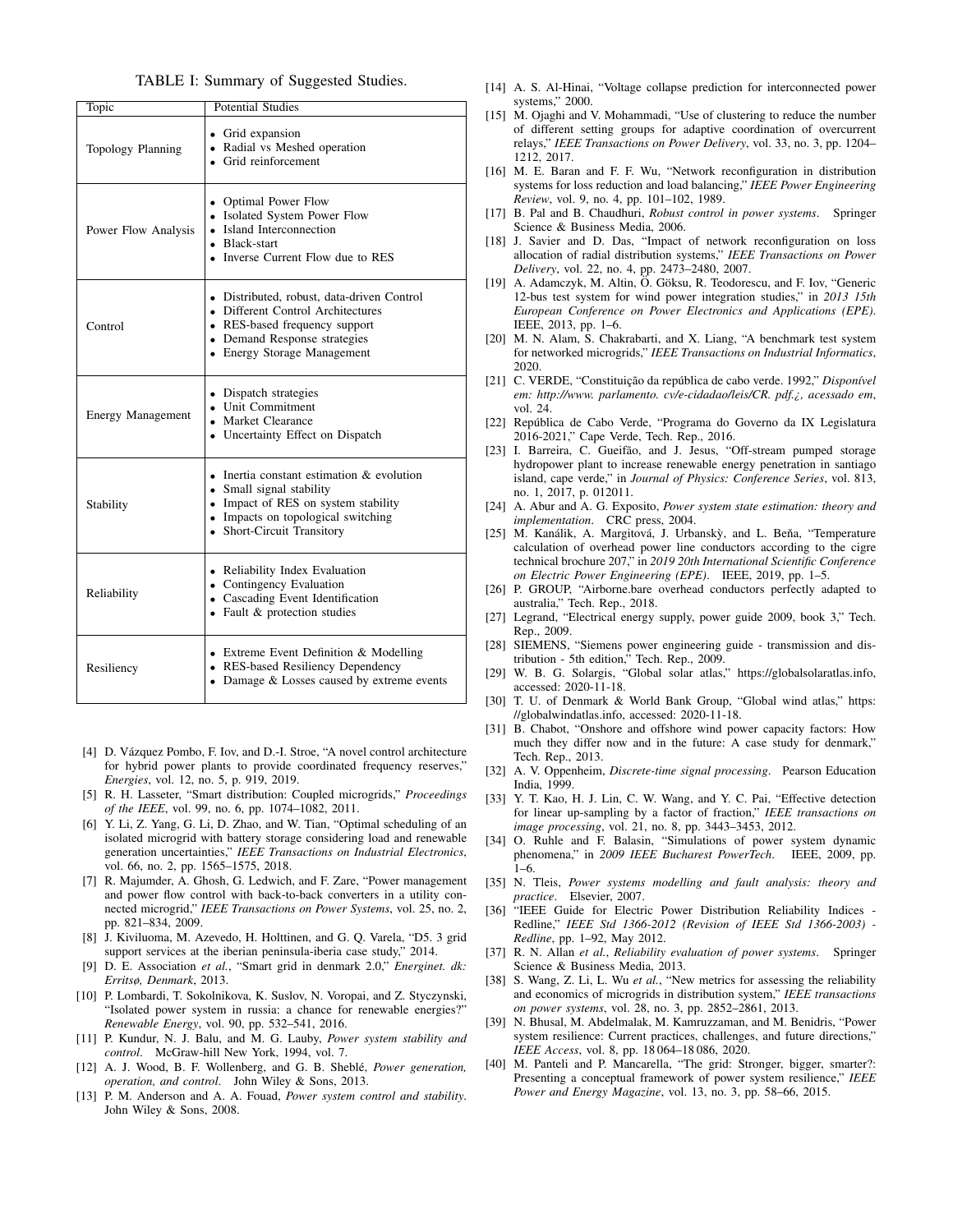TABLE I: Summary of Suggested Studies.

| Topic | Potential Studies |
|---|---|
| Topology Planning | • Grid expansion<br>• Radial vs Meshed operation<br>• Grid reinforcement |
| Power Flow Analysis | • Optimal Power Flow<br>• Isolated System Power Flow<br>• Island Interconnection<br>• Black-start<br>• Inverse Current Flow due to RES |
| Control | • Distributed, robust, data-driven Control<br>• Different Control Architectures<br>• RES-based frequency support<br>• Demand Response strategies<br>• Energy Storage Management |
| Energy Management | • Dispatch strategies<br>• Unit Commitment<br>• Market Clearance<br>• Uncertainty Effect on Dispatch |
| Stability | • Inertia constant estimation & evolution<br>• Small signal stability<br>• Impact of RES on system stability<br>• Impacts on topological switching<br>• Short-Circuit Transitory |
| Reliability | • Reliability Index Evaluation<br>• Contingency Evaluation<br>• Cascading Event Identification<br>• Fault & protection studies |
| Resiliency | • Extreme Event Definition & Modelling<br>• RES-based Resiliency Dependency<br>• Damage & Losses caused by extreme events |

[4] D. Vázquez Pombo, F. Iov, and D.-I. Stroe, "A novel control architecture for hybrid power plants to provide coordinated frequency reserves," *Energies*, vol. 12, no. 5, p. 919, 2019.

[5] R. H. Lasseter, "Smart distribution: Coupled microgrids," *Proceedings of the IEEE*, vol. 99, no. 6, pp. 1074–1082, 2011.

[6] Y. Li, Z. Yang, G. Li, D. Zhao, and W. Tian, "Optimal scheduling of an isolated microgrid with battery storage considering load and renewable generation uncertainties," *IEEE Transactions on Industrial Electronics*, vol. 66, no. 2, pp. 1565–1575, 2018.

[7] R. Majumder, A. Ghosh, G. Ledwich, and F. Zare, "Power management and power flow control with back-to-back converters in a utility connected microgrid," *IEEE Transactions on Power Systems*, vol. 25, no. 2, pp. 821–834, 2009.

[8] J. Kiviluoma, M. Azevedo, H. Holttinen, and G. Q. Varela, "D5. 3 grid support services at the iberian peninsula-iberia case study," 2014.

[9] D. E. Association *et al.*, "Smart grid in denmark 2.0," *Energinet. dk: Erritsø, Denmark*, 2013.

[10] P. Lombardi, T. Sokolnikova, K. Suslov, N. Voropai, and Z. Styczynski, "Isolated power system in russia: a chance for renewable energies?" *Renewable Energy*, vol. 90, pp. 532–541, 2016.

[11] P. Kundur, N. J. Balu, and M. G. Lauby, *Power system stability and control*. McGraw-hill New York, 1994, vol. 7.

[12] A. J. Wood, B. F. Wollenberg, and G. B. Sheblé, *Power generation, operation, and control*. John Wiley & Sons, 2013.

[13] P. M. Anderson and A. A. Fouad, *Power system control and stability*. John Wiley & Sons, 2008.

[14] A. S. Al-Hinai, "Voltage collapse prediction for interconnected power systems," 2000.

[15] M. Ojaghi and V. Mohammadi, "Use of clustering to reduce the number of different setting groups for adaptive coordination of overcurrent relays," *IEEE Transactions on Power Delivery*, vol. 33, no. 3, pp. 1204–1212, 2017.

[16] M. E. Baran and F. F. Wu, "Network reconfiguration in distribution systems for loss reduction and load balancing," *IEEE Power Engineering Review*, vol. 9, no. 4, pp. 101–102, 1989.

[17] B. Pal and B. Chaudhuri, *Robust control in power systems*. Springer Science & Business Media, 2006.

[18] J. Savier and D. Das, "Impact of network reconfiguration on loss allocation of radial distribution systems," *IEEE Transactions on Power Delivery*, vol. 22, no. 4, pp. 2473–2480, 2007.

[19] A. Adamczyk, M. Altin, Ö. Göksu, R. Teodorescu, and F. Iov, "Generic 12-bus test system for wind power integration studies," in *2013 15th European Conference on Power Electronics and Applications (EPE)*. IEEE, 2013, pp. 1–6.

[20] M. N. Alam, S. Chakrabarti, and X. Liang, "A benchmark test system for networked microgrids," *IEEE Transactions on Industrial Informatics*, 2020.

[21] C. VERDE, "Constituição da república de cabo verde. 1992," *Disponível em: http://www. parlamento. cv/e-cidadao/leis/CR. pdf.¿, acessado em*, vol. 24.

[22] República de Cabo Verde, "Programa do Governo da IX Legislatura 2016-2021," Cape Verde, Tech. Rep., 2016.

[23] I. Barreira, C. Gueifão, and J. Jesus, "Off-stream pumped storage hydropower plant to increase renewable energy penetration in santiago island, cape verde," in *Journal of Physics: Conference Series*, vol. 813, no. 1, 2017, p. 012011.

[24] A. Abur and A. G. Exposito, *Power system state estimation: theory and implementation*. CRC press, 2004.

[25] M. Kanálik, A. Margitová, J. Urbanskỳ, and L. Beňa, "Temperature calculation of overhead power line conductors according to the cigre technical brochure 207," in *2019 20th International Scientific Conference on Electric Power Engineering (EPE)*. IEEE, 2019, pp. 1–5.

[26] P. GROUP, "Airborne.bare overhead conductors perfectly adapted to australia," Tech. Rep., 2018.

[27] Legrand, "Electrical energy supply, power guide 2009, book 3," Tech. Rep., 2009.

[28] SIEMENS, "Siemens power engineering guide - transmission and distribution - 5th edition," Tech. Rep., 2009.

[29] W. B. G. Solargis, "Global solar atlas," https://globalsolaratlas.info, accessed: 2020-11-18.

[30] T. U. of Denmark & World Bank Group, "Global wind atlas," https://globalwindatlas.info, accessed: 2020-11-18.

[31] B. Chabot, "Onshore and offshore wind power capacity factors: How much they differ now and in the future: A case study for denmark," Tech. Rep., 2013.

[32] A. V. Oppenheim, *Discrete-time signal processing*. Pearson Education India, 1999.

[33] Y. T. Kao, H. J. Lin, C. W. Wang, and Y. C. Pai, "Effective detection for linear up-sampling by a factor of fraction," *IEEE transactions on image processing*, vol. 21, no. 8, pp. 3443–3453, 2012.

[34] O. Ruhle and F. Balasin, "Simulations of power system dynamic phenomena," in *2009 IEEE Bucharest PowerTech*. IEEE, 2009, pp. 1–6.

[35] N. Tleis, *Power systems modelling and fault analysis: theory and practice*. Elsevier, 2007.

[36] "IEEE Guide for Electric Power Distribution Reliability Indices - Redline," *IEEE Std 1366-2012 (Revision of IEEE Std 1366-2003) - Redline*, pp. 1–92, May 2012.

[37] R. N. Allan *et al.*, *Reliability evaluation of power systems*. Springer Science & Business Media, 2013.

[38] S. Wang, Z. Li, L. Wu *et al.*, "New metrics for assessing the reliability and economics of microgrids in distribution system," *IEEE transactions on power systems*, vol. 28, no. 3, pp. 2852–2861, 2013.

[39] N. Bhusal, M. Abdelmalak, M. Kamruzzaman, and M. Benidris, "Power system resilience: Current practices, challenges, and future directions," *IEEE Access*, vol. 8, pp. 18 064–18 086, 2020.

[40] M. Panteli and P. Mancarella, "The grid: Stronger, bigger, smarter?: Presenting a conceptual framework of power system resilience," *IEEE Power and Energy Magazine*, vol. 13, no. 3, pp. 58–66, 2015.